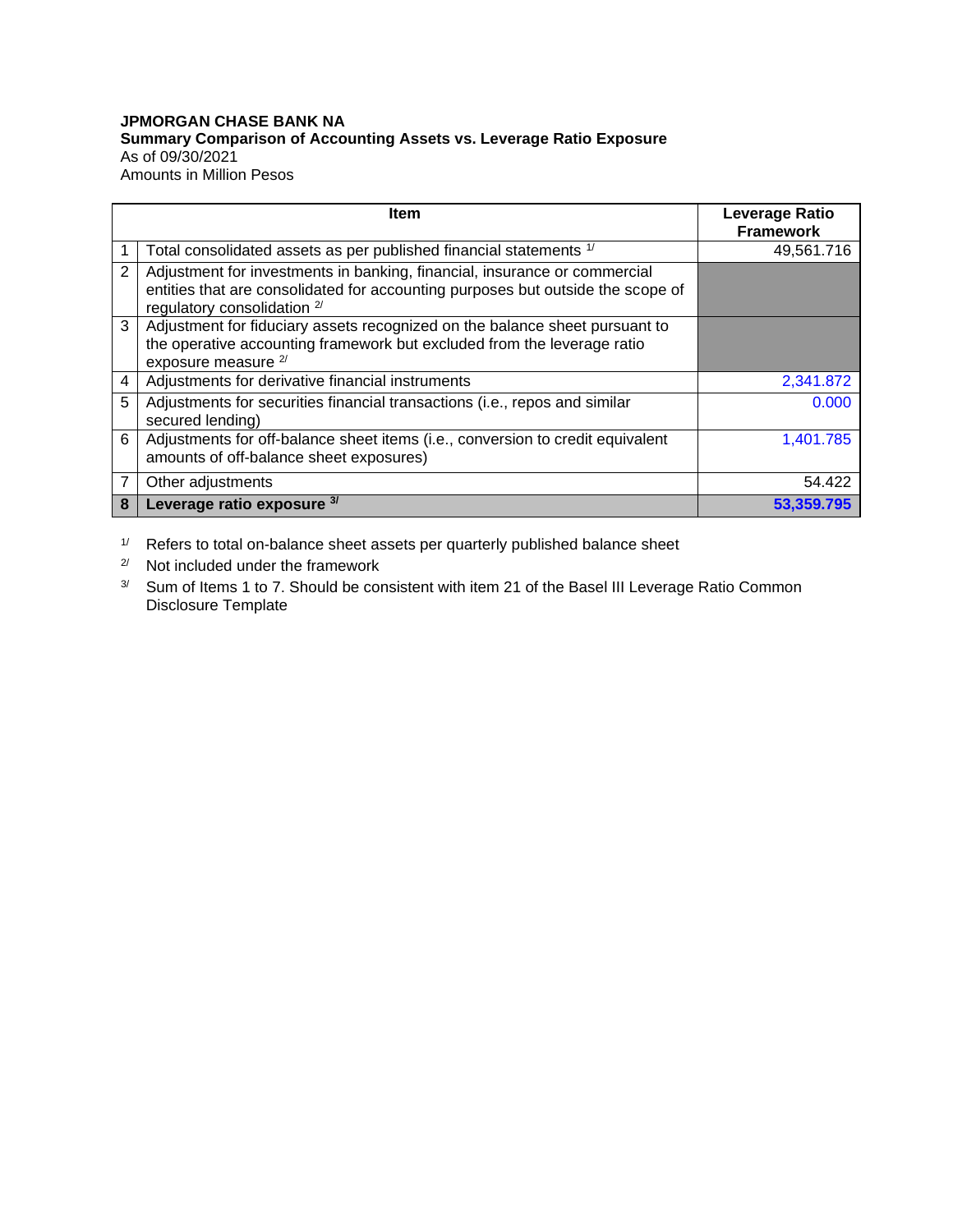**JPMORGAN CHASE BANK NA**
**Summary Comparison of Accounting Assets vs. Leverage Ratio Exposure**
As of 09/30/2021
Amounts in Million Pesos

| | Item | Leverage Ratio Framework |
|---|---|---|
| 1 | Total consolidated assets as per published financial statements [1/] | 49,561.716 |
| 2 | Adjustment for investments in banking, financial, insurance or commercial entities that are consolidated for accounting purposes but outside the scope of regulatory consolidation [2/] | |
| 3 | Adjustment for fiduciary assets recognized on the balance sheet pursuant to the operative accounting framework but excluded from the leverage ratio exposure measure [2/] | |
| 4 | Adjustments for derivative financial instruments | 2,341.872 |
| 5 | Adjustments for securities financial transactions (i.e., repos and similar secured lending) | 0.000 |
| 6 | Adjustments for off-balance sheet items (i.e., conversion to credit equivalent amounts of off-balance sheet exposures) | 1,401.785 |
| 7 | Other adjustments | 54.422 |
| **8** | **Leverage ratio exposure [3/]** | **53,359.795** |

[1/] Refers to total on-balance sheet assets per quarterly published balance sheet

[2/] Not included under the framework

[3/] Sum of Items 1 to 7. Should be consistent with item 21 of the Basel III Leverage Ratio Common Disclosure Template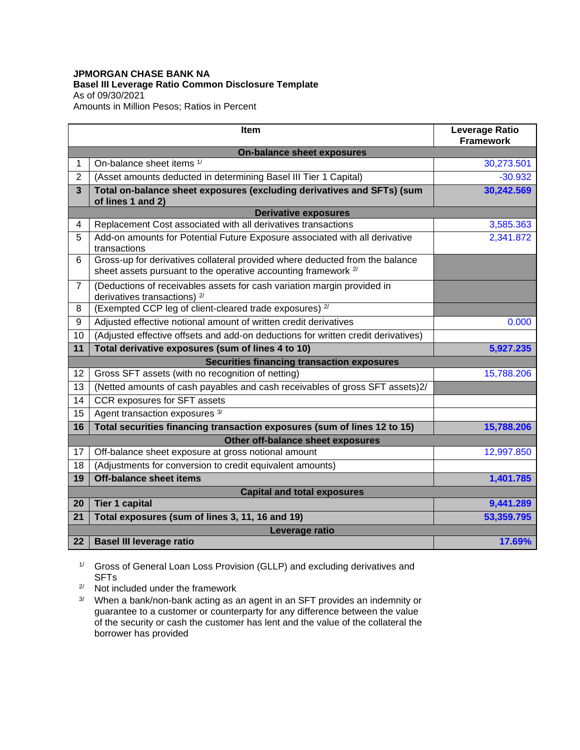**JPMORGAN CHASE BANK NA**
**Basel III Leverage Ratio Common Disclosure Template**
As of 09/30/2021
Amounts in Million Pesos; Ratios in Percent

| | Item | Leverage Ratio Framework |
|---|---|---|
| | **On-balance sheet exposures** | |
| 1 | On-balance sheet items [1/] | 30,273.501 |
| 2 | (Asset amounts deducted in determining Basel III Tier 1 Capital) | -30.932 |
| **3** | **Total on-balance sheet exposures (excluding derivatives and SFTs) (sum of lines 1 and 2)** | **30,242.569** |
| | **Derivative exposures** | |
| 4 | Replacement Cost associated with all derivatives transactions | 3,585.363 |
| 5 | Add-on amounts for Potential Future Exposure associated with all derivative transactions | 2,341.872 |
| 6 | Gross-up for derivatives collateral provided where deducted from the balance sheet assets pursuant to the operative accounting framework [2/] | |
| 7 | (Deductions of receivables assets for cash variation margin provided in derivatives transactions) [2/] | |
| 8 | (Exempted CCP leg of client-cleared trade exposures) [2/] | |
| 9 | Adjusted effective notional amount of written credit derivatives | 0.000 |
| 10 | (Adjusted effective offsets and add-on deductions for written credit derivatives) | |
| **11** | **Total derivative exposures (sum of lines 4 to 10)** | **5,927.235** |
| | **Securities financing transaction exposures** | |
| 12 | Gross SFT assets (with no recognition of netting) | 15,788.206 |
| 13 | (Netted amounts of cash payables and cash receivables of gross SFT assets)2/ | |
| 14 | CCR exposures for SFT assets | |
| 15 | Agent transaction exposures [3/] | |
| **16** | **Total securities financing transaction exposures (sum of lines 12 to 15)** | **15,788.206** |
| | **Other off-balance sheet exposures** | |
| 17 | Off-balance sheet exposure at gross notional amount | 12,997.850 |
| 18 | (Adjustments for conversion to credit equivalent amounts) | |
| **19** | **Off-balance sheet items** | **1,401.785** |
| | **Capital and total exposures** | |
| **20** | **Tier 1 capital** | **9,441.289** |
| **21** | **Total exposures (sum of lines 3, 11, 16 and 19)** | **53,359.795** |
| | **Leverage ratio** | |
| **22** | **Basel III leverage ratio** | **17.69%** |

[1/] Gross of General Loan Loss Provision (GLLP) and excluding derivatives and SFTs

[2/] Not included under the framework

[3/] When a bank/non-bank acting as an agent in an SFT provides an indemnity or guarantee to a customer or counterparty for any difference between the value of the security or cash the customer has lent and the value of the collateral the borrower has provided